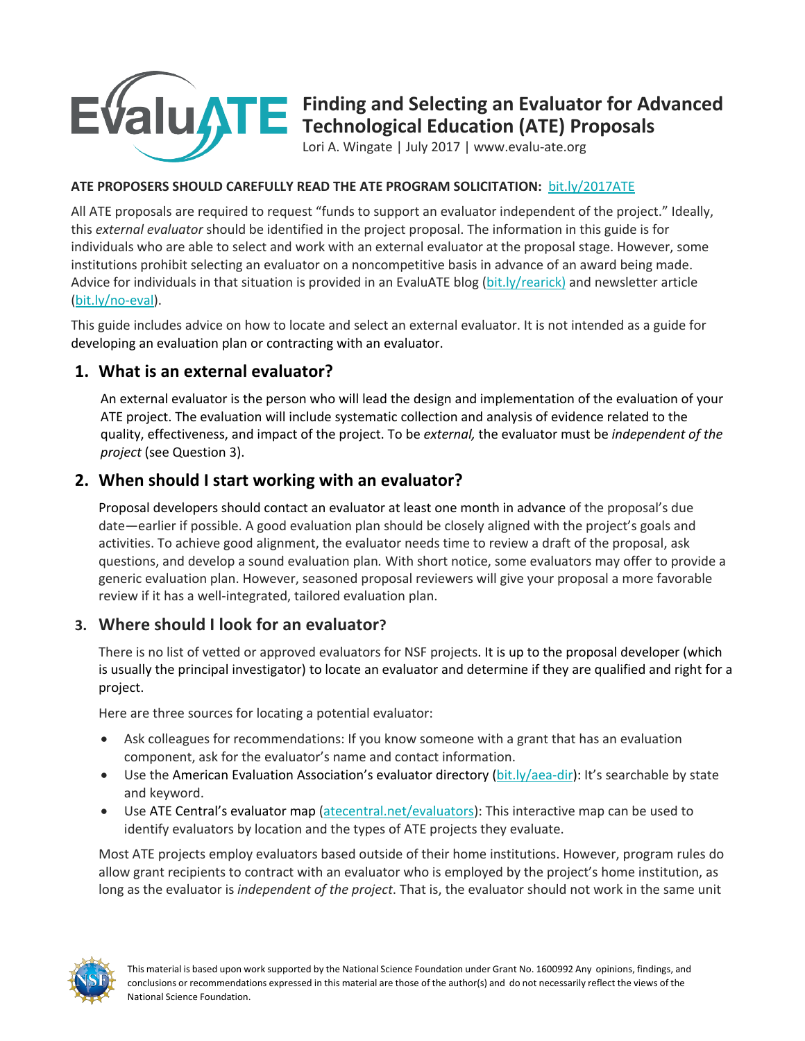# Finding and Selecting an Evaluator for Advanced Technological Education (ATE) Proposals

Lori A. Wingate | July 2017 | www.evalu-ate.org

**ATE PROPOSERS SHOULD CAREFULLY READ THE ATE PROGRAM SOLICITATION:** bit.ly/2017ATE

All ATE proposals are required to request "funds to support an evaluator independent of the project." Ideally, this *external evaluator* should be identified in the project proposal. The information in this guide is for individuals who are able to select and work with an external evaluator at the proposal stage. However, some institutions prohibit selecting an evaluator on a noncompetitive basis in advance of an award being made. Advice for individuals in that situation is provided in an EvaluATE blog (bit.ly/rearick) and newsletter article (bit.ly/no-eval).

This guide includes advice on how to locate and select an external evaluator. It is not intended as a guide for developing an evaluation plan or contracting with an evaluator.

## 1. What is an external evaluator?

An external evaluator is the person who will lead the design and implementation of the evaluation of your ATE project. The evaluation will include systematic collection and analysis of evidence related to the quality, effectiveness, and impact of the project. To be *external,* the evaluator must be *independent of the project* (see Question 3).

## 2. When should I start working with an evaluator?

Proposal developers should contact an evaluator at least one month in advance of the proposal's due date—earlier if possible. A good evaluation plan should be closely aligned with the project's goals and activities. To achieve good alignment, the evaluator needs time to review a draft of the proposal, ask questions, and develop a sound evaluation plan. With short notice, some evaluators may offer to provide a generic evaluation plan. However, seasoned proposal reviewers will give your proposal a more favorable review if it has a well-integrated, tailored evaluation plan.

## 3. Where should I look for an evaluator?

There is no list of vetted or approved evaluators for NSF projects. It is up to the proposal developer (which is usually the principal investigator) to locate an evaluator and determine if they are qualified and right for a project.

Here are three sources for locating a potential evaluator:

- Ask colleagues for recommendations: If you know someone with a grant that has an evaluation component, ask for the evaluator's name and contact information.
- Use the American Evaluation Association's evaluator directory (bit.ly/aea-dir): It's searchable by state and keyword.
- Use ATE Central's evaluator map (atecentral.net/evaluators): This interactive map can be used to identify evaluators by location and the types of ATE projects they evaluate.

Most ATE projects employ evaluators based outside of their home institutions. However, program rules do allow grant recipients to contract with an evaluator who is employed by the project's home institution, as long as the evaluator is *independent of the project*. That is, the evaluator should not work in the same unit

This material is based upon work supported by the National Science Foundation under Grant No. 1600992 Any opinions, findings, and conclusions or recommendations expressed in this material are those of the author(s) and do not necessarily reflect the views of the National Science Foundation.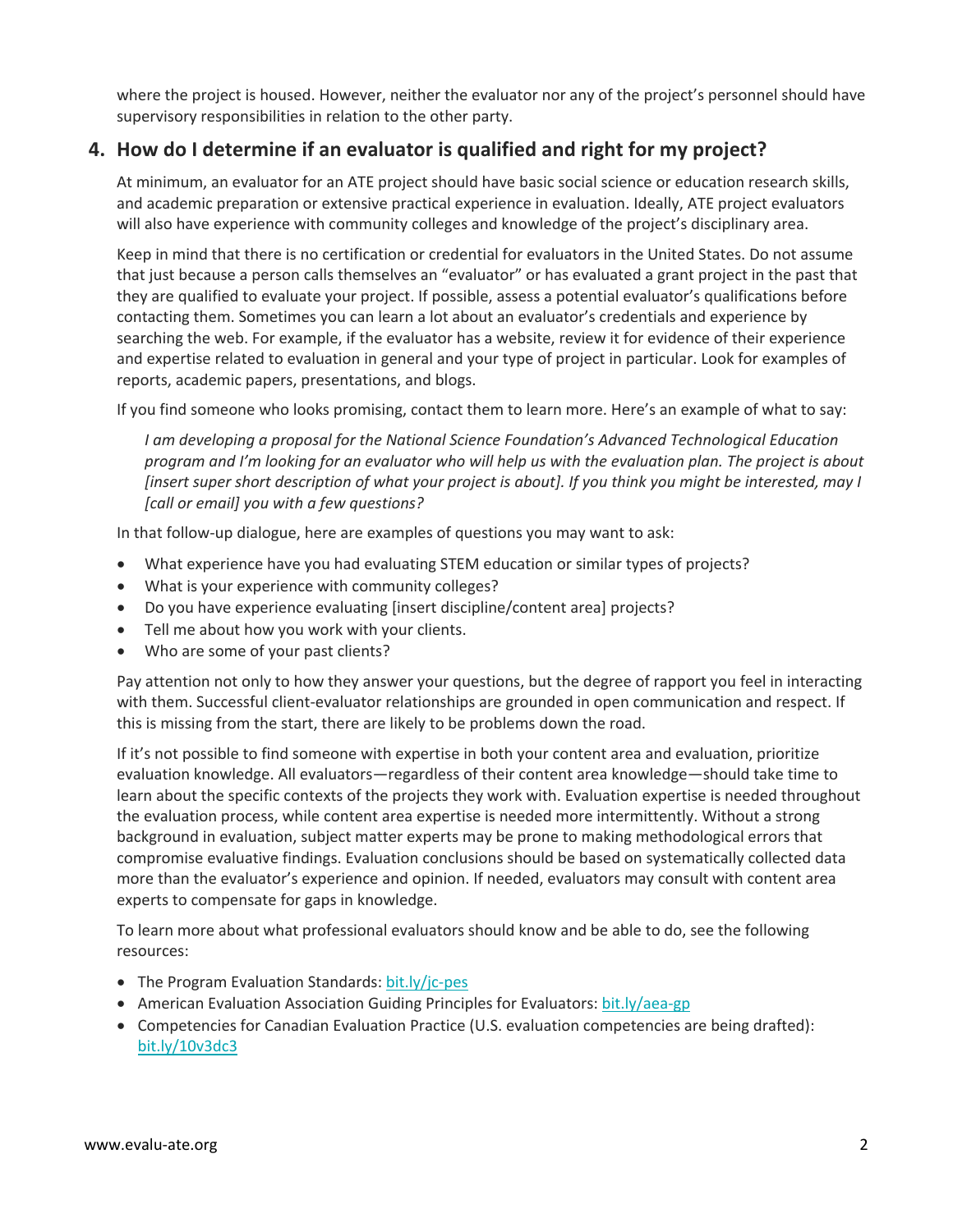where the project is housed. However, neither the evaluator nor any of the project's personnel should have supervisory responsibilities in relation to the other party.

## 4. How do I determine if an evaluator is qualified and right for my project?

At minimum, an evaluator for an ATE project should have basic social science or education research skills, and academic preparation or extensive practical experience in evaluation. Ideally, ATE project evaluators will also have experience with community colleges and knowledge of the project's disciplinary area.

Keep in mind that there is no certification or credential for evaluators in the United States. Do not assume that just because a person calls themselves an "evaluator" or has evaluated a grant project in the past that they are qualified to evaluate your project. If possible, assess a potential evaluator's qualifications before contacting them. Sometimes you can learn a lot about an evaluator's credentials and experience by searching the web. For example, if the evaluator has a website, review it for evidence of their experience and expertise related to evaluation in general and your type of project in particular. Look for examples of reports, academic papers, presentations, and blogs.

If you find someone who looks promising, contact them to learn more. Here's an example of what to say:

> *I am developing a proposal for the National Science Foundation's Advanced Technological Education program and I'm looking for an evaluator who will help us with the evaluation plan. The project is about [insert super short description of what your project is about]. If you think you might be interested, may I [call or email] you with a few questions?*

In that follow-up dialogue, here are examples of questions you may want to ask:

- What experience have you had evaluating STEM education or similar types of projects?
- What is your experience with community colleges?
- Do you have experience evaluating [insert discipline/content area] projects?
- Tell me about how you work with your clients.
- Who are some of your past clients?

Pay attention not only to how they answer your questions, but the degree of rapport you feel in interacting with them. Successful client-evaluator relationships are grounded in open communication and respect. If this is missing from the start, there are likely to be problems down the road.

If it's not possible to find someone with expertise in both your content area and evaluation, prioritize evaluation knowledge. All evaluators—regardless of their content area knowledge—should take time to learn about the specific contexts of the projects they work with. Evaluation expertise is needed throughout the evaluation process, while content area expertise is needed more intermittently. Without a strong background in evaluation, subject matter experts may be prone to making methodological errors that compromise evaluative findings. Evaluation conclusions should be based on systematically collected data more than the evaluator's experience and opinion. If needed, evaluators may consult with content area experts to compensate for gaps in knowledge.

To learn more about what professional evaluators should know and be able to do, see the following resources:

- The Program Evaluation Standards: bit.ly/jc-pes
- American Evaluation Association Guiding Principles for Evaluators: bit.ly/aea-gp
- Competencies for Canadian Evaluation Practice (U.S. evaluation competencies are being drafted): bit.ly/10v3dc3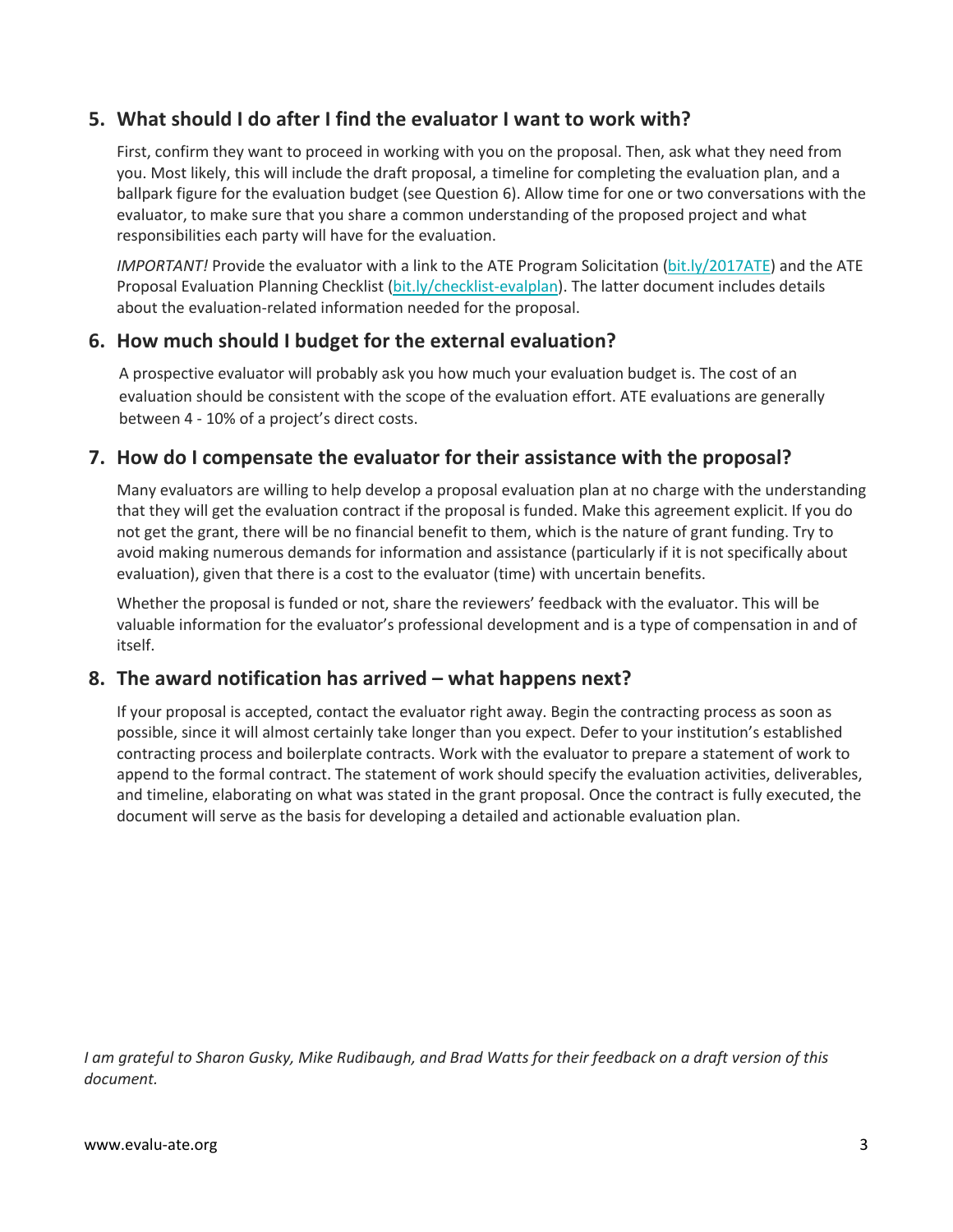## 5. What should I do after I find the evaluator I want to work with?

First, confirm they want to proceed in working with you on the proposal. Then, ask what they need from you. Most likely, this will include the draft proposal, a timeline for completing the evaluation plan, and a ballpark figure for the evaluation budget (see Question 6). Allow time for one or two conversations with the evaluator, to make sure that you share a common understanding of the proposed project and what responsibilities each party will have for the evaluation.

*IMPORTANT!* Provide the evaluator with a link to the ATE Program Solicitation (bit.ly/2017ATE) and the ATE Proposal Evaluation Planning Checklist (bit.ly/checklist-evalplan). The latter document includes details about the evaluation-related information needed for the proposal.

## 6. How much should I budget for the external evaluation?

A prospective evaluator will probably ask you how much your evaluation budget is. The cost of an evaluation should be consistent with the scope of the evaluation effort. ATE evaluations are generally between 4 - 10% of a project's direct costs.

## 7. How do I compensate the evaluator for their assistance with the proposal?

Many evaluators are willing to help develop a proposal evaluation plan at no charge with the understanding that they will get the evaluation contract if the proposal is funded. Make this agreement explicit. If you do not get the grant, there will be no financial benefit to them, which is the nature of grant funding. Try to avoid making numerous demands for information and assistance (particularly if it is not specifically about evaluation), given that there is a cost to the evaluator (time) with uncertain benefits.

Whether the proposal is funded or not, share the reviewers' feedback with the evaluator. This will be valuable information for the evaluator's professional development and is a type of compensation in and of itself.

## 8. The award notification has arrived – what happens next?

If your proposal is accepted, contact the evaluator right away. Begin the contracting process as soon as possible, since it will almost certainly take longer than you expect. Defer to your institution's established contracting process and boilerplate contracts. Work with the evaluator to prepare a statement of work to append to the formal contract. The statement of work should specify the evaluation activities, deliverables, and timeline, elaborating on what was stated in the grant proposal. Once the contract is fully executed, the document will serve as the basis for developing a detailed and actionable evaluation plan.

*I am grateful to Sharon Gusky, Mike Rudibaugh, and Brad Watts for their feedback on a draft version of this document.*